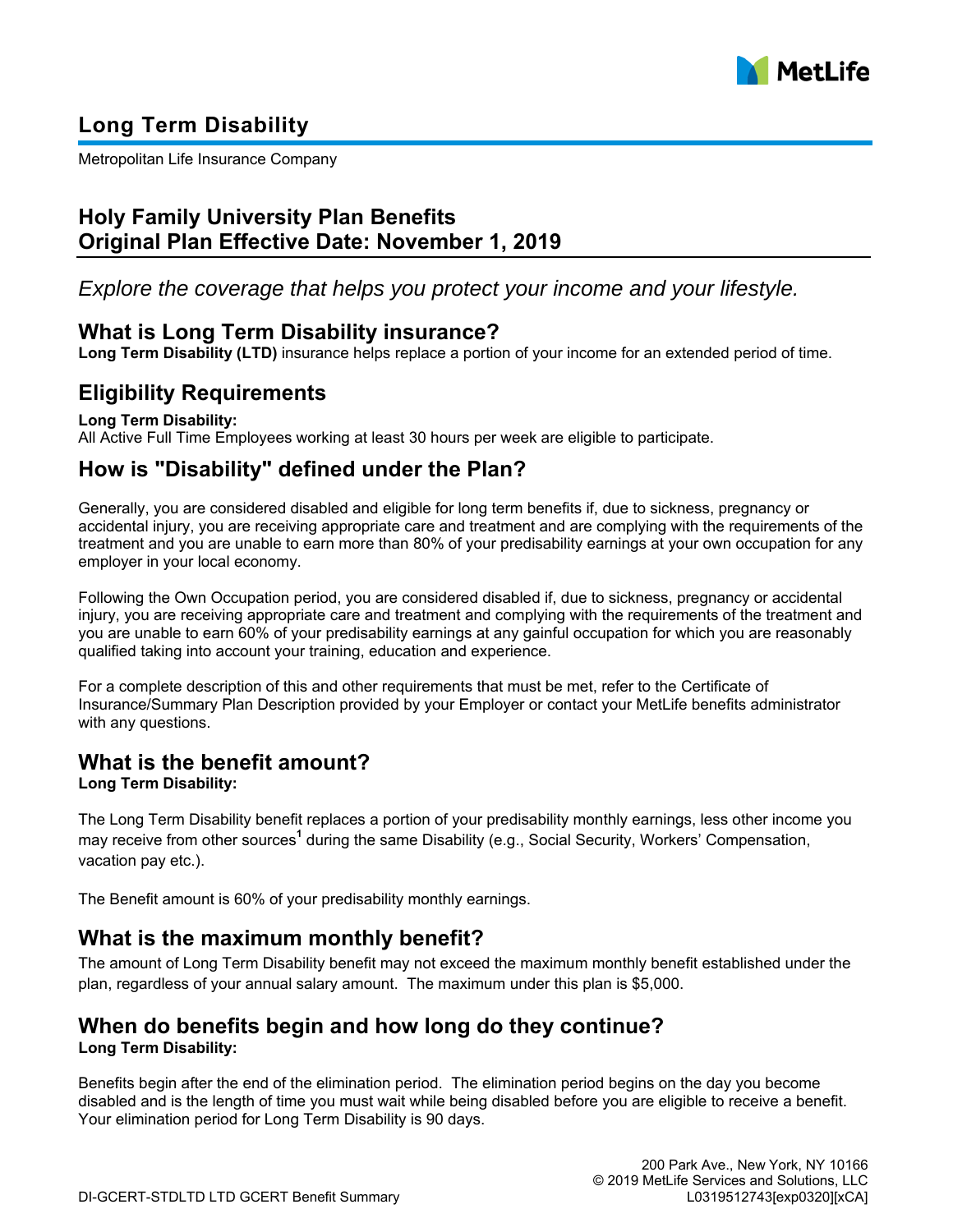# Long Term Disability

Metropolitan Life Insurance Company

## Holy Family University Plan Benefits
## Original Plan Effective Date: November 1, 2019

*Explore the coverage that helps you protect your income and your lifestyle.*

## What is Long Term Disability insurance?

**Long Term Disability (LTD)** insurance helps replace a portion of your income for an extended period of time.

## Eligibility Requirements

**Long Term Disability:**
All Active Full Time Employees working at least 30 hours per week are eligible to participate.

## How is "Disability" defined under the Plan?

Generally, you are considered disabled and eligible for long term benefits if, due to sickness, pregnancy or accidental injury, you are receiving appropriate care and treatment and are complying with the requirements of the treatment and you are unable to earn more than 80% of your predisability earnings at your own occupation for any employer in your local economy.

Following the Own Occupation period, you are considered disabled if, due to sickness, pregnancy or accidental injury, you are receiving appropriate care and treatment and complying with the requirements of the treatment and you are unable to earn 60% of your predisability earnings at any gainful occupation for which you are reasonably qualified taking into account your training, education and experience.

For a complete description of this and other requirements that must be met, refer to the Certificate of Insurance/Summary Plan Description provided by your Employer or contact your MetLife benefits administrator with any questions.

## What is the benefit amount?

**Long Term Disability:**

The Long Term Disability benefit replaces a portion of your predisability monthly earnings, less other income you may receive from other sources[1] during the same Disability (e.g., Social Security, Workers' Compensation, vacation pay etc.).

The Benefit amount is 60% of your predisability monthly earnings.

## What is the maximum monthly benefit?

The amount of Long Term Disability benefit may not exceed the maximum monthly benefit established under the plan, regardless of your annual salary amount. The maximum under this plan is $5,000.

## When do benefits begin and how long do they continue?

**Long Term Disability:**

Benefits begin after the end of the elimination period. The elimination period begins on the day you become disabled and is the length of time you must wait while being disabled before you are eligible to receive a benefit. Your elimination period for Long Term Disability is 90 days.

200 Park Ave., New York, NY 10166
© 2019 MetLife Services and Solutions, LLC
DI-GCERT-STDLTD LTD GCERT Benefit Summary
L0319512743[exp0320][xCA]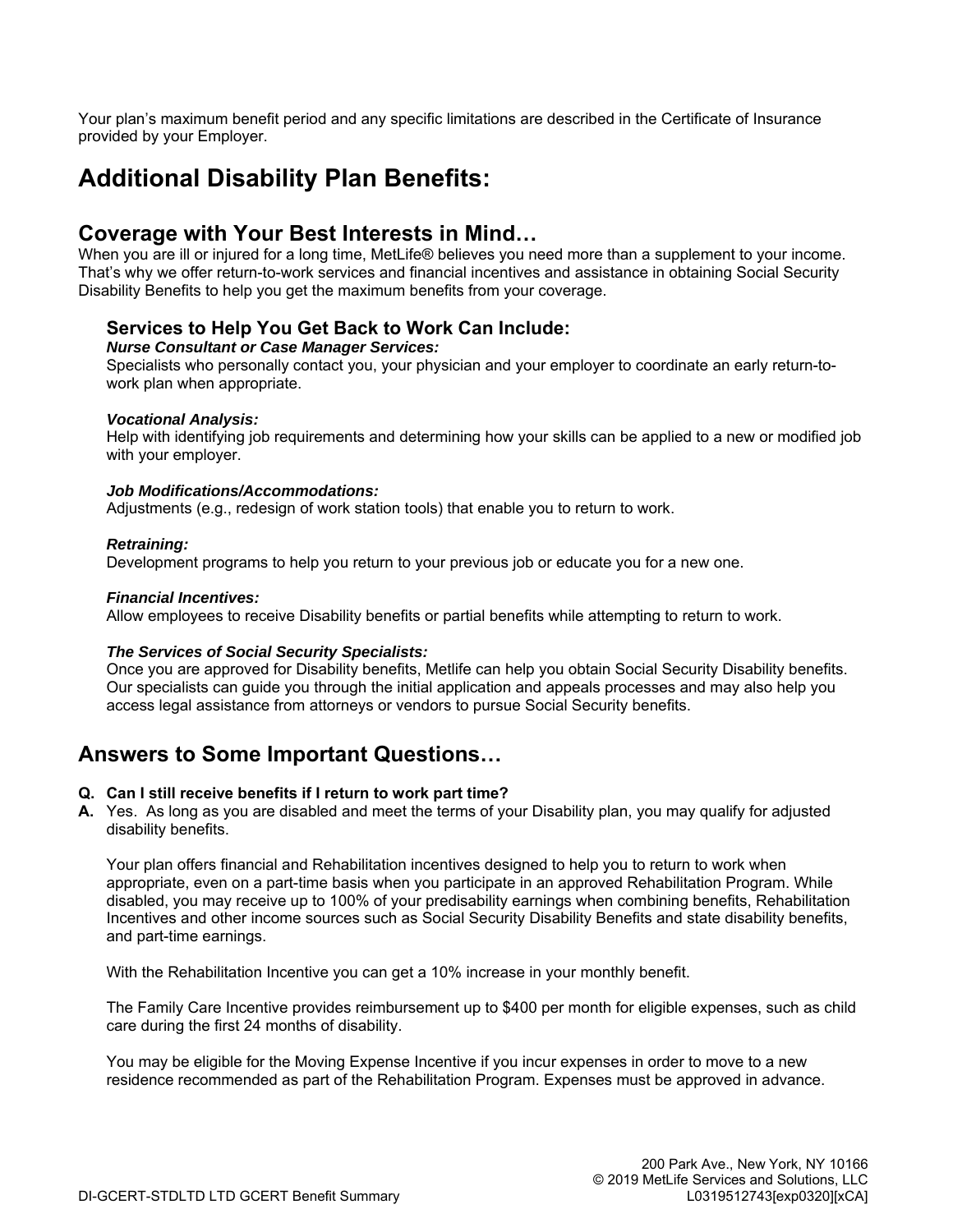Your plan's maximum benefit period and any specific limitations are described in the Certificate of Insurance provided by your Employer.

# Additional Disability Plan Benefits:

## Coverage with Your Best Interests in Mind…

When you are ill or injured for a long time, MetLife® believes you need more than a supplement to your income. That's why we offer return-to-work services and financial incentives and assistance in obtaining Social Security Disability Benefits to help you get the maximum benefits from your coverage.

### Services to Help You Get Back to Work Can Include:

***Nurse Consultant or Case Manager Services:***
Specialists who personally contact you, your physician and your employer to coordinate an early return-to-work plan when appropriate.

***Vocational Analysis:***
Help with identifying job requirements and determining how your skills can be applied to a new or modified job with your employer.

***Job Modifications/Accommodations:***
Adjustments (e.g., redesign of work station tools) that enable you to return to work.

***Retraining:***
Development programs to help you return to your previous job or educate you for a new one.

***Financial Incentives:***
Allow employees to receive Disability benefits or partial benefits while attempting to return to work.

***The Services of Social Security Specialists:***
Once you are approved for Disability benefits, Metlife can help you obtain Social Security Disability benefits. Our specialists can guide you through the initial application and appeals processes and may also help you access legal assistance from attorneys or vendors to pursue Social Security benefits.

## Answers to Some Important Questions…

**Q. Can I still receive benefits if I return to work part time?**

**A.** Yes. As long as you are disabled and meet the terms of your Disability plan, you may qualify for adjusted disability benefits.

Your plan offers financial and Rehabilitation incentives designed to help you to return to work when appropriate, even on a part-time basis when you participate in an approved Rehabilitation Program. While disabled, you may receive up to 100% of your predisability earnings when combining benefits, Rehabilitation Incentives and other income sources such as Social Security Disability Benefits and state disability benefits, and part-time earnings.

With the Rehabilitation Incentive you can get a 10% increase in your monthly benefit.

The Family Care Incentive provides reimbursement up to $400 per month for eligible expenses, such as child care during the first 24 months of disability.

You may be eligible for the Moving Expense Incentive if you incur expenses in order to move to a new residence recommended as part of the Rehabilitation Program. Expenses must be approved in advance.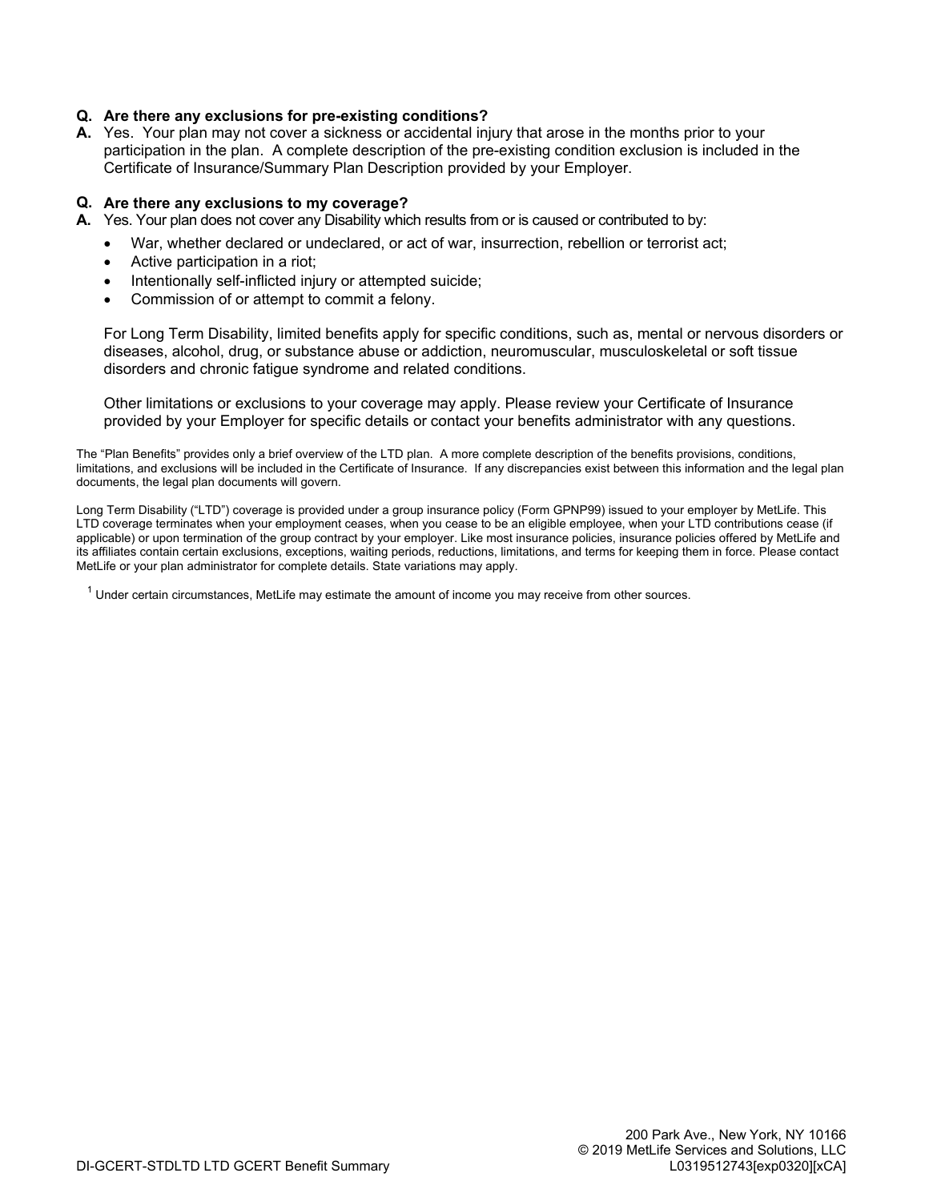**Q. Are there any exclusions for pre-existing conditions?**

**A.** Yes. Your plan may not cover a sickness or accidental injury that arose in the months prior to your participation in the plan. A complete description of the pre-existing condition exclusion is included in the Certificate of Insurance/Summary Plan Description provided by your Employer.

**Q. Are there any exclusions to my coverage?**

**A.** Yes. Your plan does not cover any Disability which results from or is caused or contributed to by:

- War, whether declared or undeclared, or act of war, insurrection, rebellion or terrorist act;
- Active participation in a riot;
- Intentionally self-inflicted injury or attempted suicide;
- Commission of or attempt to commit a felony.

For Long Term Disability, limited benefits apply for specific conditions, such as, mental or nervous disorders or diseases, alcohol, drug, or substance abuse or addiction, neuromuscular, musculoskeletal or soft tissue disorders and chronic fatigue syndrome and related conditions.

Other limitations or exclusions to your coverage may apply. Please review your Certificate of Insurance provided by your Employer for specific details or contact your benefits administrator with any questions.

The "Plan Benefits" provides only a brief overview of the LTD plan. A more complete description of the benefits provisions, conditions, limitations, and exclusions will be included in the Certificate of Insurance. If any discrepancies exist between this information and the legal plan documents, the legal plan documents will govern.

Long Term Disability ("LTD") coverage is provided under a group insurance policy (Form GPNP99) issued to your employer by MetLife. This LTD coverage terminates when your employment ceases, when you cease to be an eligible employee, when your LTD contributions cease (if applicable) or upon termination of the group contract by your employer. Like most insurance policies, insurance policies offered by MetLife and its affiliates contain certain exclusions, exceptions, waiting periods, reductions, limitations, and terms for keeping them in force. Please contact MetLife or your plan administrator for complete details. State variations may apply.

[1] Under certain circumstances, MetLife may estimate the amount of income you may receive from other sources.

200 Park Ave., New York, NY 10166
© 2019 MetLife Services and Solutions, LLC
DI-GCERT-STDLTD LTD GCERT Benefit Summary L0319512743[exp0320][xCA]